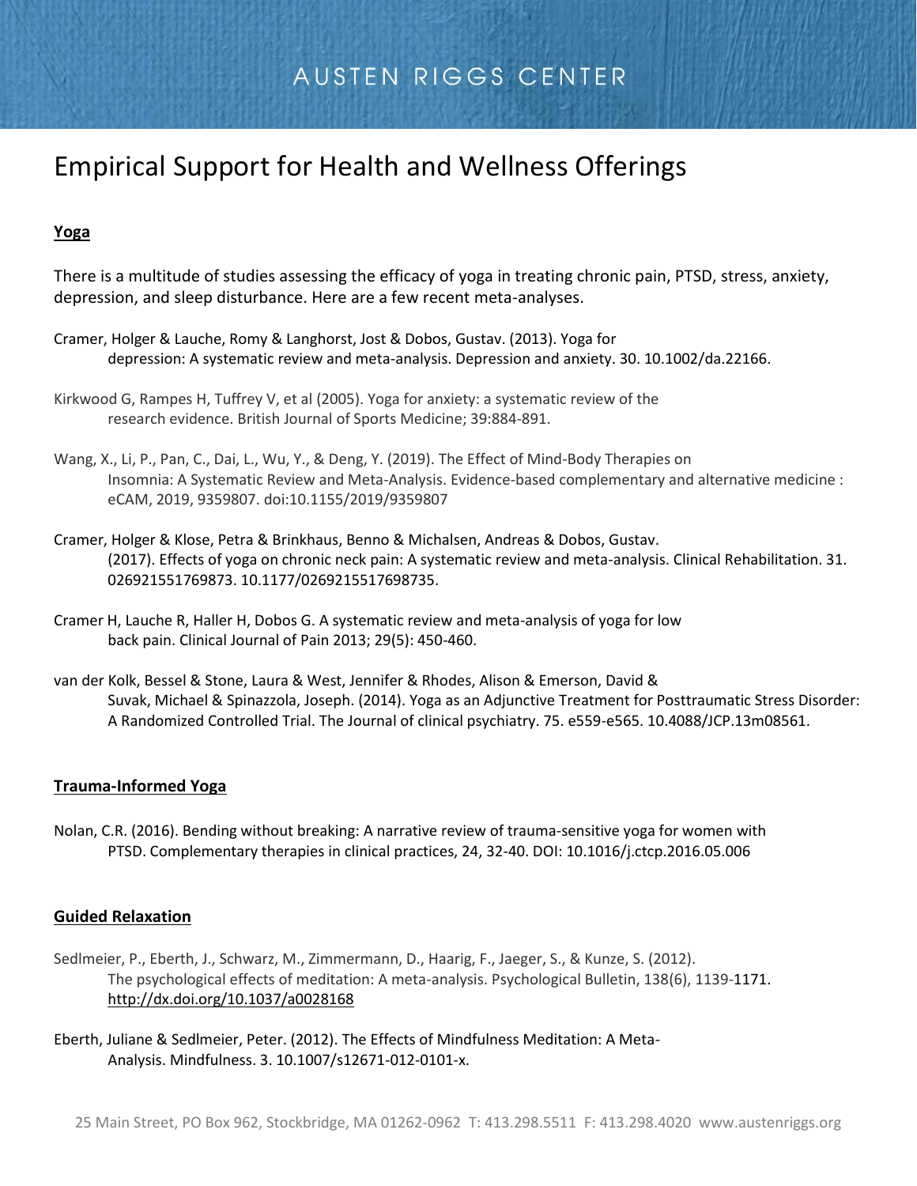# AUSTEN RIGGS CENTER

## Empirical Support for Health and Wellness Offerings

### Yoga

There is a multitude of studies assessing the efficacy of yoga in treating chronic pain, PTSD, stress, anxiety, depression, and sleep disturbance. Here are a few recent meta-analyses.

Cramer, Holger & Lauche, Romy & Langhorst, Jost & Dobos, Gustav. (2013). Yoga for depression: A systematic review and meta-analysis. Depression and anxiety. 30. 10.1002/da.22166.

Kirkwood G, Rampes H, Tuffrey V, et al (2005). Yoga for anxiety: a systematic review of the research evidence. British Journal of Sports Medicine; 39:884-891.

Wang, X., Li, P., Pan, C., Dai, L., Wu, Y., & Deng, Y. (2019). The Effect of Mind-Body Therapies on Insomnia: A Systematic Review and Meta-Analysis. Evidence-based complementary and alternative medicine : eCAM, 2019, 9359807. doi:10.1155/2019/9359807

Cramer, Holger & Klose, Petra & Brinkhaus, Benno & Michalsen, Andreas & Dobos, Gustav. (2017). Effects of yoga on chronic neck pain: A systematic review and meta-analysis. Clinical Rehabilitation. 31. 026921551769873. 10.1177/0269215517698735.

Cramer H, Lauche R, Haller H, Dobos G. A systematic review and meta-analysis of yoga for low back pain. Clinical Journal of Pain 2013; 29(5): 450-460.

van der Kolk, Bessel & Stone, Laura & West, Jennifer & Rhodes, Alison & Emerson, David & Suvak, Michael & Spinazzola, Joseph. (2014). Yoga as an Adjunctive Treatment for Posttraumatic Stress Disorder: A Randomized Controlled Trial. The Journal of clinical psychiatry. 75. e559-e565. 10.4088/JCP.13m08561.

### Trauma-Informed Yoga

Nolan, C.R. (2016). Bending without breaking: A narrative review of trauma-sensitive yoga for women with PTSD. Complementary therapies in clinical practices, 24, 32-40. DOI: 10.1016/j.ctcp.2016.05.006

### Guided Relaxation

Sedlmeier, P., Eberth, J., Schwarz, M., Zimmermann, D., Haarig, F., Jaeger, S., & Kunze, S. (2012). The psychological effects of meditation: A meta-analysis. Psychological Bulletin, 138(6), 1139-1171. http://dx.doi.org/10.1037/a0028168

Eberth, Juliane & Sedlmeier, Peter. (2012). The Effects of Mindfulness Meditation: A Meta-Analysis. Mindfulness. 3. 10.1007/s12671-012-0101-x.

25 Main Street, PO Box 962, Stockbridge, MA 01262-0962 T: 413.298.5511 F: 413.298.4020 www.austenriggs.org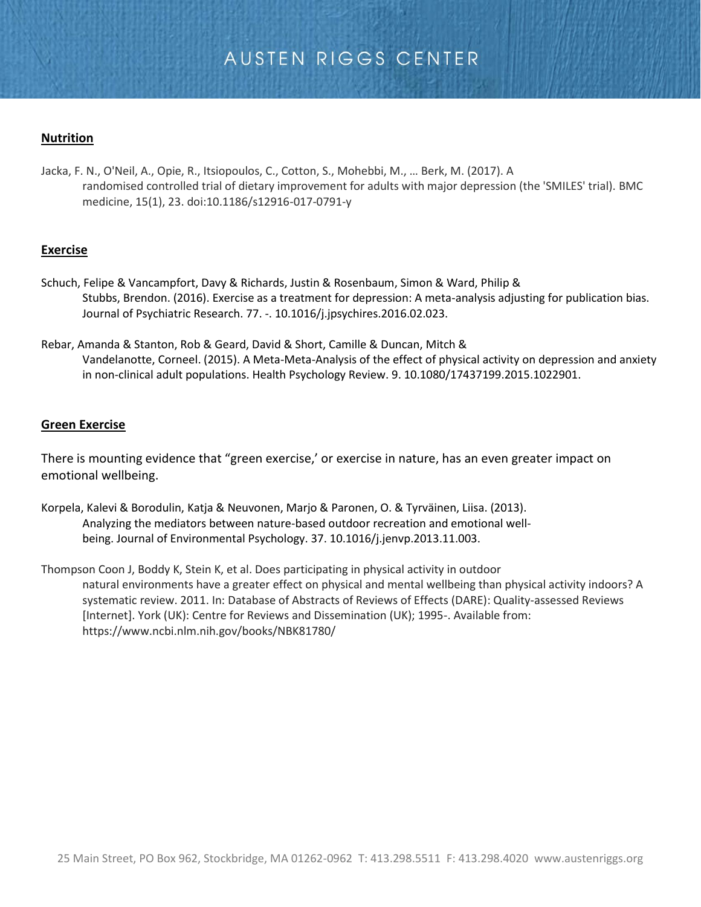## Nutrition

Jacka, F. N., O'Neil, A., Opie, R., Itsiopoulos, C., Cotton, S., Mohebbi, M., … Berk, M. (2017). A randomised controlled trial of dietary improvement for adults with major depression (the 'SMILES' trial). BMC medicine, 15(1), 23. doi:10.1186/s12916-017-0791-y

## Exercise

Schuch, Felipe & Vancampfort, Davy & Richards, Justin & Rosenbaum, Simon & Ward, Philip & Stubbs, Brendon. (2016). Exercise as a treatment for depression: A meta-analysis adjusting for publication bias. Journal of Psychiatric Research. 77. -. 10.1016/j.jpsychires.2016.02.023.

Rebar, Amanda & Stanton, Rob & Geard, David & Short, Camille & Duncan, Mitch & Vandelanotte, Corneel. (2015). A Meta-Meta-Analysis of the effect of physical activity on depression and anxiety in non-clinical adult populations. Health Psychology Review. 9. 10.1080/17437199.2015.1022901.

## Green Exercise

There is mounting evidence that “green exercise,’ or exercise in nature, has an even greater impact on emotional wellbeing.

Korpela, Kalevi & Borodulin, Katja & Neuvonen, Marjo & Paronen, O. & Tyrväinen, Liisa. (2013). Analyzing the mediators between nature-based outdoor recreation and emotional well-being. Journal of Environmental Psychology. 37. 10.1016/j.jenvp.2013.11.003.

Thompson Coon J, Boddy K, Stein K, et al. Does participating in physical activity in outdoor natural environments have a greater effect on physical and mental wellbeing than physical activity indoors? A systematic review. 2011. In: Database of Abstracts of Reviews of Effects (DARE): Quality-assessed Reviews [Internet]. York (UK): Centre for Reviews and Dissemination (UK); 1995-. Available from: https://www.ncbi.nlm.nih.gov/books/NBK81780/